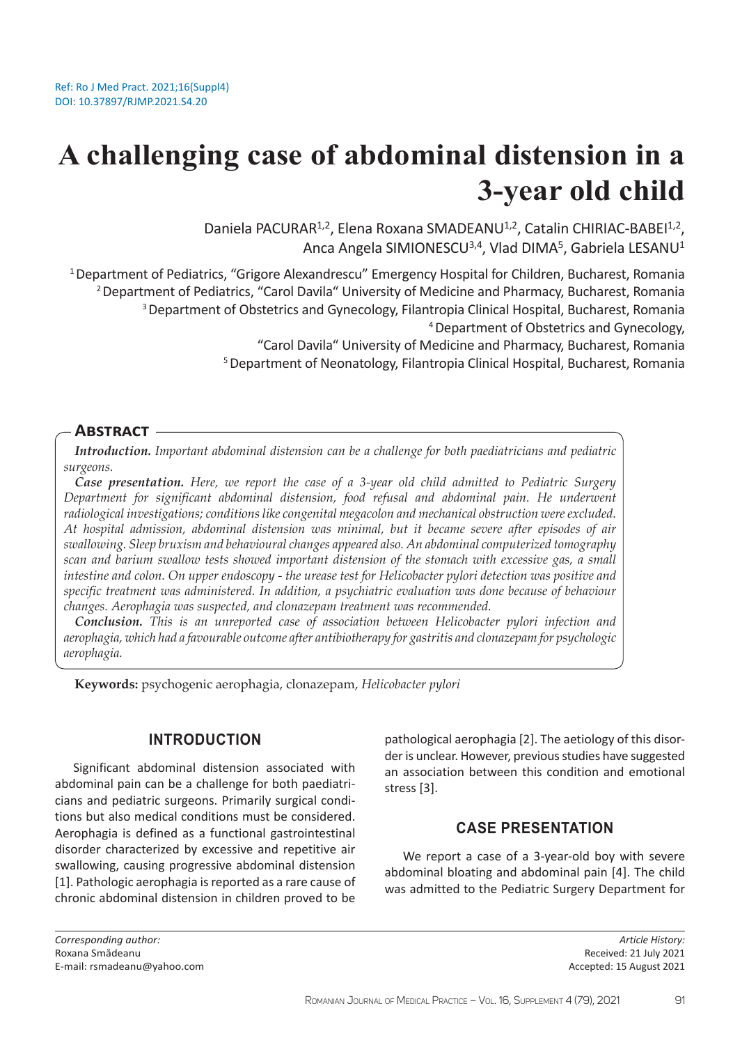Ref: Ro J Med Pract. 2021;16(Suppl4)
DOI: 10.37897/RJMP.2021.S4.20

# A challenging case of abdominal distension in a 3-year old child

Daniela PACURAR[1,2], Elena Roxana SMADEANU[1,2], Catalin CHIRIAC-BABEI[1,2], Anca Angela SIMIONESCU[3,4], Vlad DIMA[5], Gabriela LESANU[1]

[1] Department of Pediatrics, "Grigore Alexandrescu" Emergency Hospital for Children, Bucharest, Romania
[2] Department of Pediatrics, "Carol Davila" University of Medicine and Pharmacy, Bucharest, Romania
[3] Department of Obstetrics and Gynecology, Filantropia Clinical Hospital, Bucharest, Romania
[4] Department of Obstetrics and Gynecology, "Carol Davila" University of Medicine and Pharmacy, Bucharest, Romania
[5] Department of Neonatology, Filantropia Clinical Hospital, Bucharest, Romania

## Abstract

***Introduction.*** *Important abdominal distension can be a challenge for both paediatricians and pediatric surgeons.*

***Case presentation.*** *Here, we report the case of a 3-year old child admitted to Pediatric Surgery Department for significant abdominal distension, food refusal and abdominal pain. He underwent radiological investigations; conditions like congenital megacolon and mechanical obstruction were excluded. At hospital admission, abdominal distension was minimal, but it became severe after episodes of air swallowing. Sleep bruxism and behavioural changes appeared also. An abdominal computerized tomography scan and barium swallow tests showed important distension of the stomach with excessive gas, a small intestine and colon. On upper endoscopy - the urease test for Helicobacter pylori detection was positive and specific treatment was administered. In addition, a psychiatric evaluation was done because of behaviour changes. Aerophagia was suspected, and clonazepam treatment was recommended.*

***Conclusion.*** *This is an unreported case of association between Helicobacter pylori infection and aerophagia, which had a favourable outcome after antibiotherapy for gastritis and clonazepam for psychologic aerophagia.*

**Keywords:** psychogenic aerophagia, clonazepam, *Helicobacter pylori*

## INTRODUCTION

Significant abdominal distension associated with abdominal pain can be a challenge for both paediatricians and pediatric surgeons. Primarily surgical conditions but also medical conditions must be considered. Aerophagia is defined as a functional gastrointestinal disorder characterized by excessive and repetitive air swallowing, causing progressive abdominal distension [1]. Pathologic aerophagia is reported as a rare cause of chronic abdominal distension in children proved to be pathological aerophagia [2]. The aetiology of this disorder is unclear. However, previous studies have suggested an association between this condition and emotional stress [3].

## CASE PRESENTATION

We report a case of a 3-year-old boy with severe abdominal bloating and abdominal pain [4]. The child was admitted to the Pediatric Surgery Department for

*Corresponding author:*
Roxana Smădeanu
E-mail: rsmadeanu@yahoo.com

*Article History:*
Received: 21 July 2021
Accepted: 15 August 2021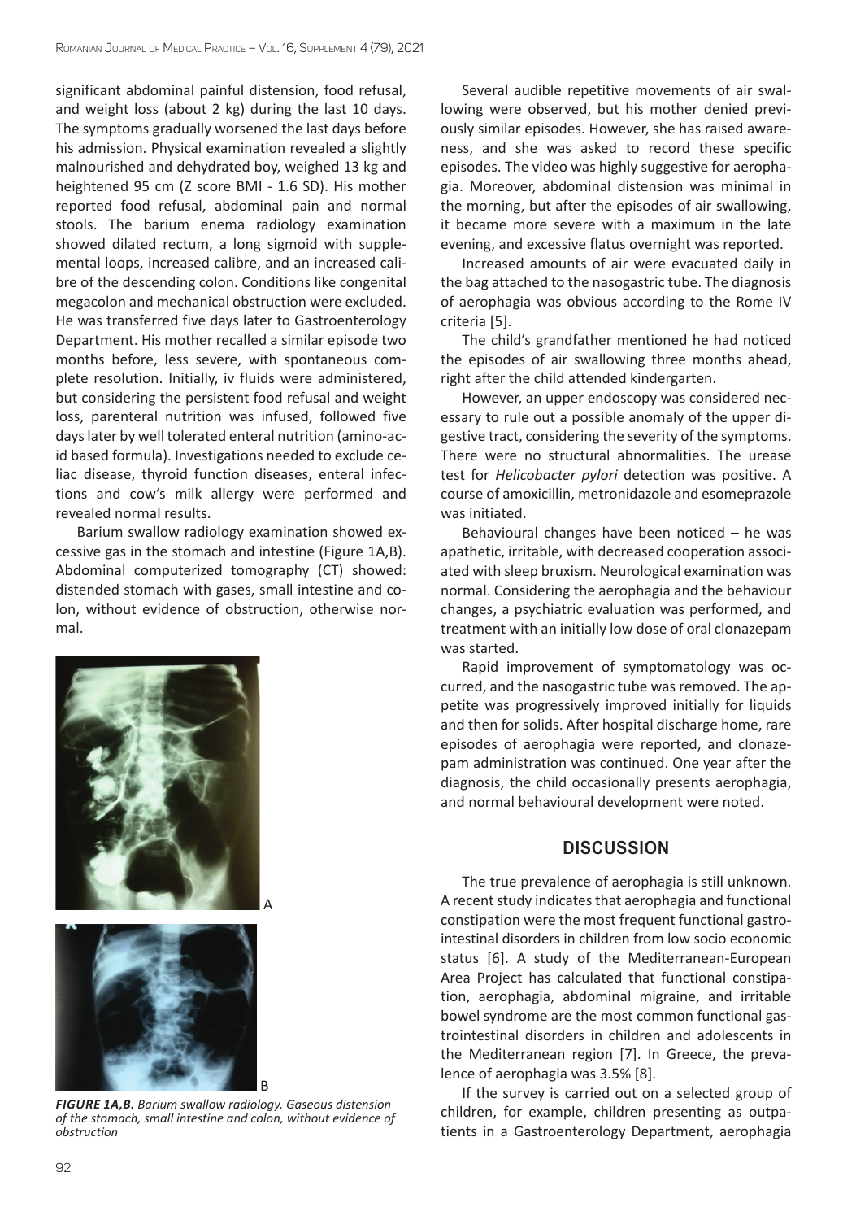significant abdominal painful distension, food refusal, and weight loss (about 2 kg) during the last 10 days. The symptoms gradually worsened the last days before his admission. Physical examination revealed a slightly malnourished and dehydrated boy, weighed 13 kg and heightened 95 cm (Z score BMI - 1.6 SD). His mother reported food refusal, abdominal pain and normal stools. The barium enema radiology examination showed dilated rectum, a long sigmoid with supplemental loops, increased calibre, and an increased calibre of the descending colon. Conditions like congenital megacolon and mechanical obstruction were excluded. He was transferred five days later to Gastroenterology Department. His mother recalled a similar episode two months before, less severe, with spontaneous complete resolution. Initially, iv fluids were administered, but considering the persistent food refusal and weight loss, parenteral nutrition was infused, followed five days later by well tolerated enteral nutrition (amino-acid based formula). Investigations needed to exclude celiac disease, thyroid function diseases, enteral infections and cow's milk allergy were performed and revealed normal results.

Barium swallow radiology examination showed excessive gas in the stomach and intestine (Figure 1A,B). Abdominal computerized tomography (CT) showed: distended stomach with gases, small intestine and colon, without evidence of obstruction, otherwise normal.

***FIGURE 1A,B.*** *Barium swallow radiology. Gaseous distension of the stomach, small intestine and colon, without evidence of obstruction*

Several audible repetitive movements of air swallowing were observed, but his mother denied previously similar episodes. However, she has raised awareness, and she was asked to record these specific episodes. The video was highly suggestive for aerophagia. Moreover, abdominal distension was minimal in the morning, but after the episodes of air swallowing, it became more severe with a maximum in the late evening, and excessive flatus overnight was reported.

Increased amounts of air were evacuated daily in the bag attached to the nasogastric tube. The diagnosis of aerophagia was obvious according to the Rome IV criteria [5].

The child's grandfather mentioned he had noticed the episodes of air swallowing three months ahead, right after the child attended kindergarten.

However, an upper endoscopy was considered necessary to rule out a possible anomaly of the upper digestive tract, considering the severity of the symptoms. There were no structural abnormalities. The urease test for *Helicobacter pylori* detection was positive. A course of amoxicillin, metronidazole and esomeprazole was initiated.

Behavioural changes have been noticed – he was apathetic, irritable, with decreased cooperation associated with sleep bruxism. Neurological examination was normal. Considering the aerophagia and the behaviour changes, a psychiatric evaluation was performed, and treatment with an initially low dose of oral clonazepam was started.

Rapid improvement of symptomatology was occurred, and the nasogastric tube was removed. The appetite was progressively improved initially for liquids and then for solids. After hospital discharge home, rare episodes of aerophagia were reported, and clonazepam administration was continued. One year after the diagnosis, the child occasionally presents aerophagia, and normal behavioural development were noted.

## DISCUSSION

The true prevalence of aerophagia is still unknown. A recent study indicates that aerophagia and functional constipation were the most frequent functional gastrointestinal disorders in children from low socio economic status [6]. A study of the Mediterranean-European Area Project has calculated that functional constipation, aerophagia, abdominal migraine, and irritable bowel syndrome are the most common functional gastrointestinal disorders in children and adolescents in the Mediterranean region [7]. In Greece, the prevalence of aerophagia was 3.5% [8].

If the survey is carried out on a selected group of children, for example, children presenting as outpatients in a Gastroenterology Department, aerophagia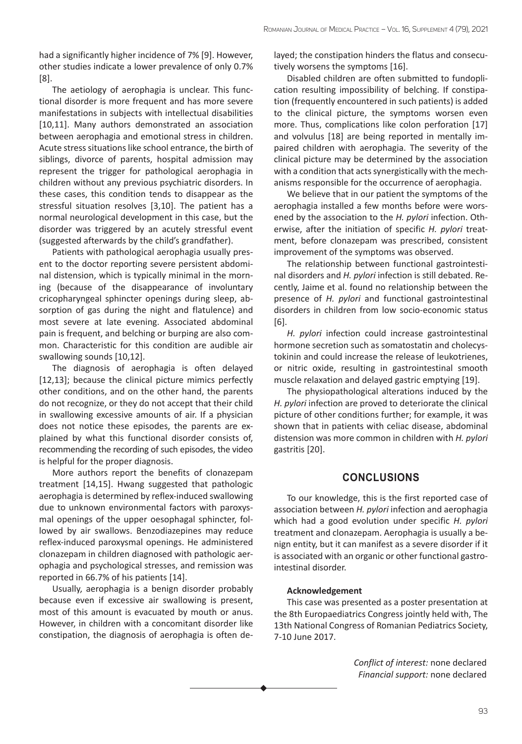had a significantly higher incidence of 7% [9]. However, other studies indicate a lower prevalence of only 0.7% [8].

The aetiology of aerophagia is unclear. This functional disorder is more frequent and has more severe manifestations in subjects with intellectual disabilities [10,11]. Many authors demonstrated an association between aerophagia and emotional stress in children. Acute stress situations like school entrance, the birth of siblings, divorce of parents, hospital admission may represent the trigger for pathological aerophagia in children without any previous psychiatric disorders. In these cases, this condition tends to disappear as the stressful situation resolves [3,10]. The patient has a normal neurological development in this case, but the disorder was triggered by an acutely stressful event (suggested afterwards by the child's grandfather).

Patients with pathological aerophagia usually present to the doctor reporting severe persistent abdominal distension, which is typically minimal in the morning (because of the disappearance of involuntary cricopharyngeal sphincter openings during sleep, absorption of gas during the night and flatulence) and most severe at late evening. Associated abdominal pain is frequent, and belching or burping are also common. Characteristic for this condition are audible air swallowing sounds [10,12].

The diagnosis of aerophagia is often delayed [12,13]; because the clinical picture mimics perfectly other conditions, and on the other hand, the parents do not recognize, or they do not accept that their child in swallowing excessive amounts of air. If a physician does not notice these episodes, the parents are explained by what this functional disorder consists of, recommending the recording of such episodes, the video is helpful for the proper diagnosis.

More authors report the benefits of clonazepam treatment [14,15]. Hwang suggested that pathologic aerophagia is determined by reflex-induced swallowing due to unknown environmental factors with paroxysmal openings of the upper oesophagal sphincter, followed by air swallows. Benzodiazepines may reduce reflex-induced paroxysmal openings. He administered clonazepam in children diagnosed with pathologic aerophagia and psychological stresses, and remission was reported in 66.7% of his patients [14].

Usually, aerophagia is a benign disorder probably because even if excessive air swallowing is present, most of this amount is evacuated by mouth or anus. However, in children with a concomitant disorder like constipation, the diagnosis of aerophagia is often delayed; the constipation hinders the flatus and consecutively worsens the symptoms [16].

Disabled children are often submitted to fundoplication resulting impossibility of belching. If constipation (frequently encountered in such patients) is added to the clinical picture, the symptoms worsen even more. Thus, complications like colon perforation [17] and volvulus [18] are being reported in mentally impaired children with aerophagia. The severity of the clinical picture may be determined by the association with a condition that acts synergistically with the mechanisms responsible for the occurrence of aerophagia.

We believe that in our patient the symptoms of the aerophagia installed a few months before were worsened by the association to the *H. pylori* infection. Otherwise, after the initiation of specific *H. pylori* treatment, before clonazepam was prescribed, consistent improvement of the symptoms was observed.

The relationship between functional gastrointestinal disorders and *H. pylori* infection is still debated. Recently, Jaime et al. found no relationship between the presence of *H. pylori* and functional gastrointestinal disorders in children from low socio-economic status [6].

*H. pylori* infection could increase gastrointestinal hormone secretion such as somatostatin and cholecystokinin and could increase the release of leukotrienes, or nitric oxide, resulting in gastrointestinal smooth muscle relaxation and delayed gastric emptying [19].

The physiopathological alterations induced by the *H. pylori* infection are proved to deteriorate the clinical picture of other conditions further; for example, it was shown that in patients with celiac disease, abdominal distension was more common in children with *H. pylori* gastritis [20].

## CONCLUSIONS

To our knowledge, this is the first reported case of association between *H. pylori* infection and aerophagia which had a good evolution under specific *H. pylori* treatment and clonazepam. Aerophagia is usually a benign entity, but it can manifest as a severe disorder if it is associated with an organic or other functional gastrointestinal disorder.

**Acknowledgement**

This case was presented as a poster presentation at the 8th Europaediatrics Congress jointly held with, The 13th National Congress of Romanian Pediatrics Society, 7-10 June 2017.

*Conflict of interest:* none declared
*Financial support:* none declared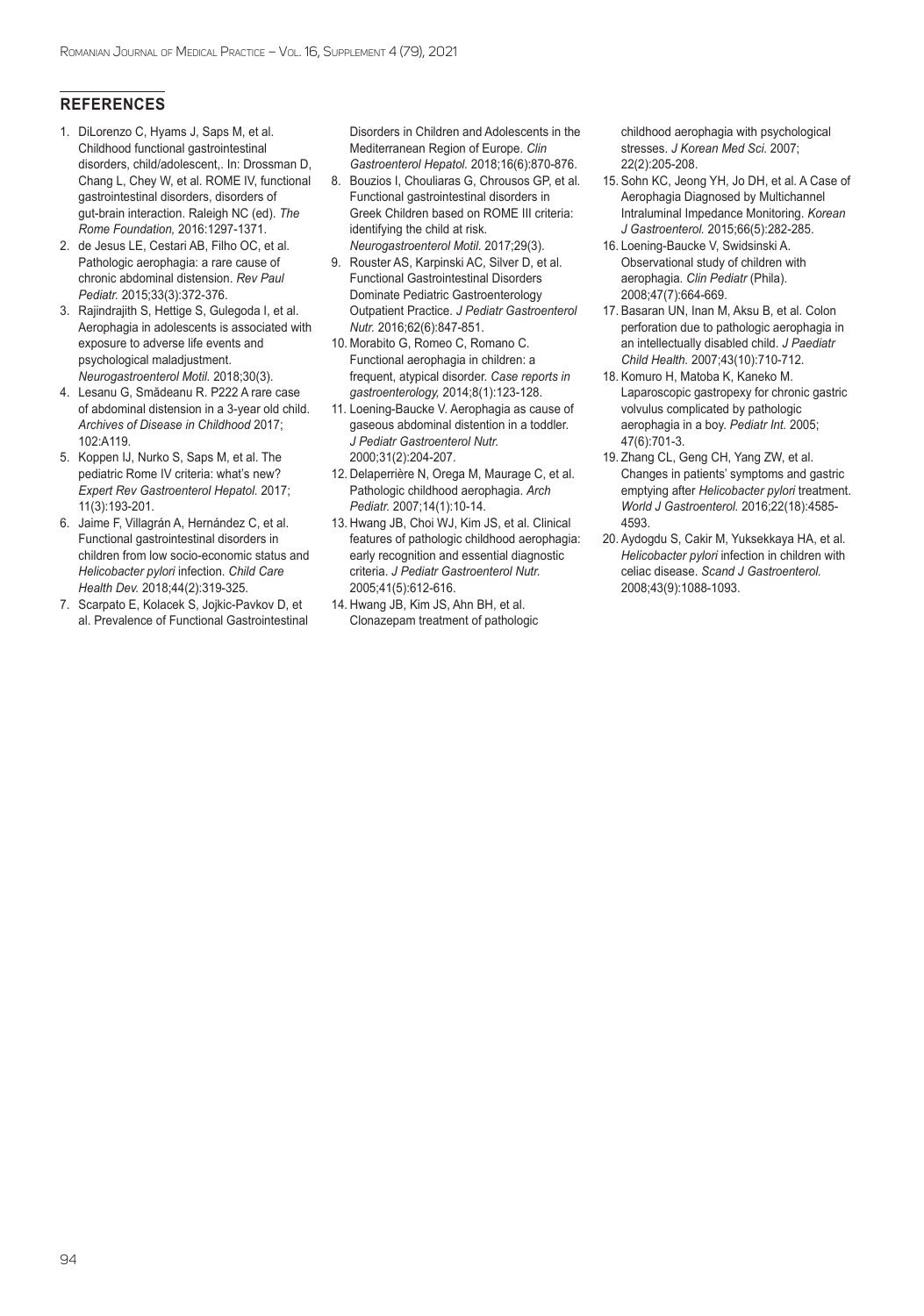## REFERENCES

1. DiLorenzo C, Hyams J, Saps M, et al. Childhood functional gastrointestinal disorders, child/adolescent,. In: Drossman D, Chang L, Chey W, et al. ROME IV, functional gastrointestinal disorders, disorders of gut-brain interaction. Raleigh NC (ed). *The Rome Foundation,* 2016:1297-1371.
2. de Jesus LE, Cestari AB, Filho OC, et al. Pathologic aerophagia: a rare cause of chronic abdominal distension. *Rev Paul Pediatr.* 2015;33(3):372-376.
3. Rajindrajith S, Hettige S, Gulegoda I, et al. Aerophagia in adolescents is associated with exposure to adverse life events and psychological maladjustment. *Neurogastroenterol Motil.* 2018;30(3).
4. Lesanu G, Smădeanu R. P222 A rare case of abdominal distension in a 3-year old child. *Archives of Disease in Childhood* 2017; 102:A119.
5. Koppen IJ, Nurko S, Saps M, et al. The pediatric Rome IV criteria: what's new? *Expert Rev Gastroenterol Hepatol.* 2017; 11(3):193-201.
6. Jaime F, Villagrán A, Hernández C, et al. Functional gastrointestinal disorders in children from low socio-economic status and *Helicobacter pylori* infection. *Child Care Health Dev.* 2018;44(2):319-325.
7. Scarpato E, Kolacek S, Jojkic-Pavkov D, et al. Prevalence of Functional Gastrointestinal Disorders in Children and Adolescents in the Mediterranean Region of Europe. *Clin Gastroenterol Hepatol.* 2018;16(6):870-876.
8. Bouzios I, Chouliaras G, Chrousos GP, et al. Functional gastrointestinal disorders in Greek Children based on ROME III criteria: identifying the child at risk. *Neurogastroenterol Motil.* 2017;29(3).
9. Rouster AS, Karpinski AC, Silver D, et al. Functional Gastrointestinal Disorders Dominate Pediatric Gastroenterology Outpatient Practice. *J Pediatr Gastroenterol Nutr.* 2016;62(6):847-851.
10. Morabito G, Romeo C, Romano C. Functional aerophagia in children: a frequent, atypical disorder. *Case reports in gastroenterology,* 2014;8(1):123-128.
11. Loening-Baucke V. Aerophagia as cause of gaseous abdominal distention in a toddler. *J Pediatr Gastroenterol Nutr.* 2000;31(2):204-207.
12. Delaperrière N, Orega M, Maurage C, et al. Pathologic childhood aerophagia. *Arch Pediatr.* 2007;14(1):10-14.
13. Hwang JB, Choi WJ, Kim JS, et al. Clinical features of pathologic childhood aerophagia: early recognition and essential diagnostic criteria. *J Pediatr Gastroenterol Nutr.* 2005;41(5):612-616.
14. Hwang JB, Kim JS, Ahn BH, et al. Clonazepam treatment of pathologic childhood aerophagia with psychological stresses. *J Korean Med Sci.* 2007; 22(2):205-208.
15. Sohn KC, Jeong YH, Jo DH, et al. A Case of Aerophagia Diagnosed by Multichannel Intraluminal Impedance Monitoring. *Korean J Gastroenterol.* 2015;66(5):282-285.
16. Loening-Baucke V, Swidsinski A. Observational study of children with aerophagia. *Clin Pediatr* (Phila). 2008;47(7):664-669.
17. Basaran UN, Inan M, Aksu B, et al. Colon perforation due to pathologic aerophagia in an intellectually disabled child. *J Paediatr Child Health.* 2007;43(10):710-712.
18. Komuro H, Matoba K, Kaneko M. Laparoscopic gastropexy for chronic gastric volvulus complicated by pathologic aerophagia in a boy. *Pediatr Int.* 2005; 47(6):701-3.
19. Zhang CL, Geng CH, Yang ZW, et al. Changes in patients' symptoms and gastric emptying after *Helicobacter pylori* treatment. *World J Gastroenterol.* 2016;22(18):4585-4593.
20. Aydogdu S, Cakir M, Yuksekkaya HA, et al. *Helicobacter pylori* infection in children with celiac disease. *Scand J Gastroenterol.* 2008;43(9):1088-1093.